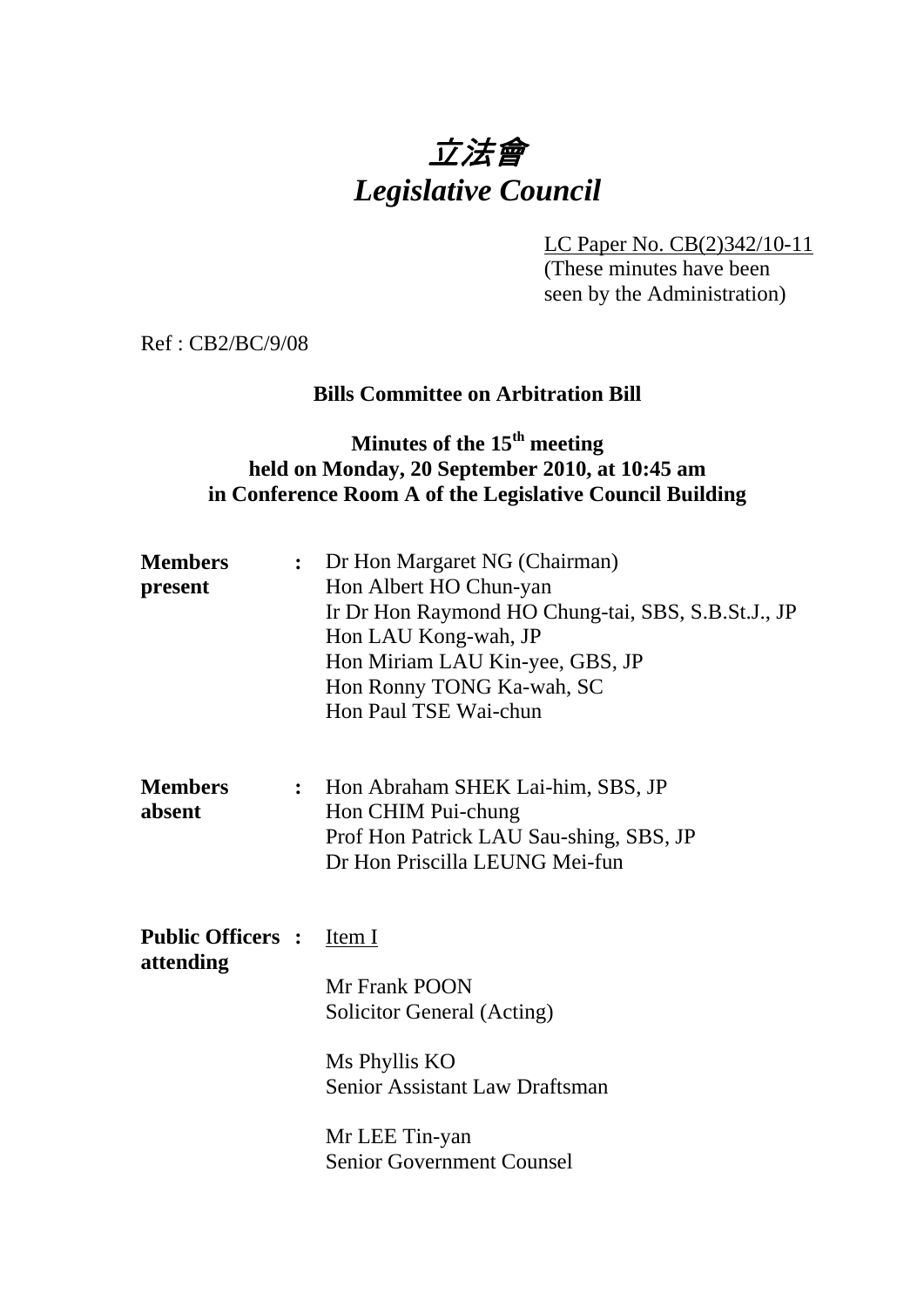# 立法會
# *Legislative Council*

LC Paper No. CB(2)342/10-11
(These minutes have been seen by the Administration)

Ref : CB2/BC/9/08

**Bills Committee on Arbitration Bill**

**Minutes of the 15th meeting held on Monday, 20 September 2010, at 10:45 am in Conference Room A of the Legislative Council Building**

| | | |
|---|---|---|
| **Members present** | **:** | Dr Hon Margaret NG (Chairman)<br>Hon Albert HO Chun-yan<br>Ir Dr Hon Raymond HO Chung-tai, SBS, S.B.St.J., JP<br>Hon LAU Kong-wah, JP<br>Hon Miriam LAU Kin-yee, GBS, JP<br>Hon Ronny TONG Ka-wah, SC<br>Hon Paul TSE Wai-chun |
| **Members absent** | **:** | Hon Abraham SHEK Lai-him, SBS, JP<br>Hon CHIM Pui-chung<br>Prof Hon Patrick LAU Sau-shing, SBS, JP<br>Dr Hon Priscilla LEUNG Mei-fun |
| **Public Officers attending** | **:** | Item I<br><br>Mr Frank POON<br>Solicitor General (Acting)<br><br>Ms Phyllis KO<br>Senior Assistant Law Draftsman<br><br>Mr LEE Tin-yan<br>Senior Government Counsel |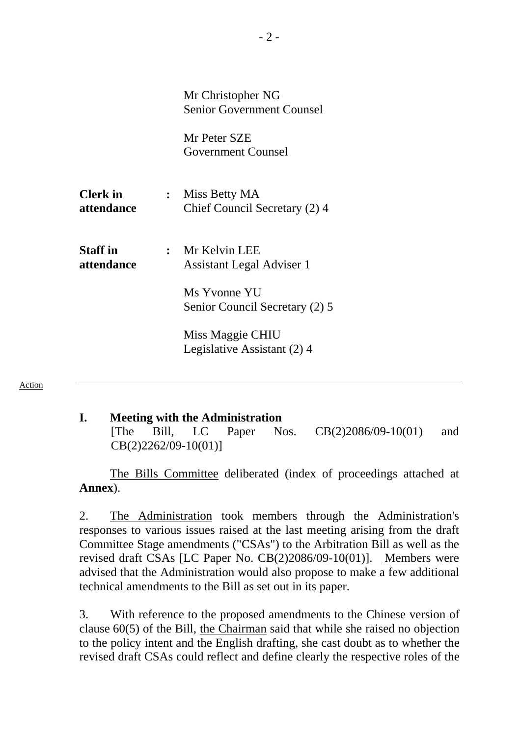Mr Christopher NG
Senior Government Counsel

Mr Peter SZE
Government Counsel

| | | |
|---|---|---|
| **Clerk in attendance** | **:** | Miss Betty MA<br>Chief Council Secretary (2) 4 |
| **Staff in attendance** | **:** | Mr Kelvin LEE<br>Assistant Legal Adviser 1<br><br>Ms Yvonne YU<br>Senior Council Secretary (2) 5<br><br>Miss Maggie CHIU<br>Legislative Assistant (2) 4 |

Action

---

## I. Meeting with the Administration

[The Bill, LC Paper Nos. CB(2)2086/09-10(01) and CB(2)2262/09-10(01)]

The Bills Committee deliberated (index of proceedings attached at **Annex**).

2. The Administration took members through the Administration's responses to various issues raised at the last meeting arising from the draft Committee Stage amendments ("CSAs") to the Arbitration Bill as well as the revised draft CSAs [LC Paper No. CB(2)2086/09-10(01)]. Members were advised that the Administration would also propose to make a few additional technical amendments to the Bill as set out in its paper.

3. With reference to the proposed amendments to the Chinese version of clause 60(5) of the Bill, the Chairman said that while she raised no objection to the policy intent and the English drafting, she cast doubt as to whether the revised draft CSAs could reflect and define clearly the respective roles of the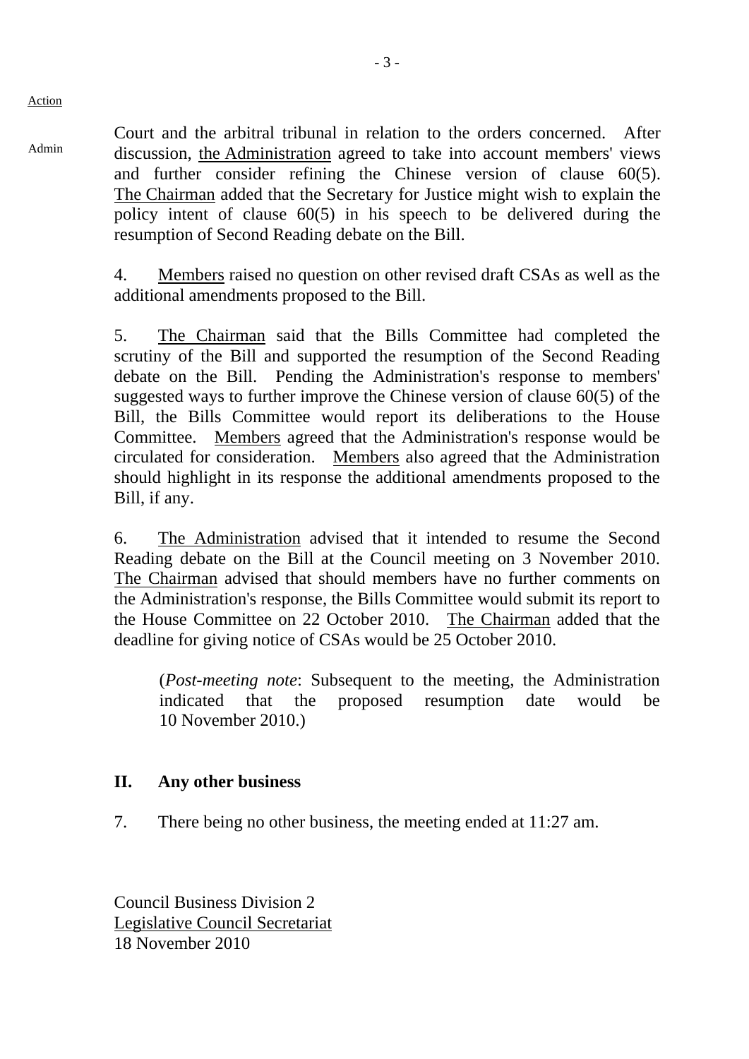Action

Admin

Court and the arbitral tribunal in relation to the orders concerned. After discussion, the Administration agreed to take into account members' views and further consider refining the Chinese version of clause 60(5). The Chairman added that the Secretary for Justice might wish to explain the policy intent of clause 60(5) in his speech to be delivered during the resumption of Second Reading debate on the Bill.

4. Members raised no question on other revised draft CSAs as well as the additional amendments proposed to the Bill.

5. The Chairman said that the Bills Committee had completed the scrutiny of the Bill and supported the resumption of the Second Reading debate on the Bill. Pending the Administration's response to members' suggested ways to further improve the Chinese version of clause 60(5) of the Bill, the Bills Committee would report its deliberations to the House Committee. Members agreed that the Administration's response would be circulated for consideration. Members also agreed that the Administration should highlight in its response the additional amendments proposed to the Bill, if any.

6. The Administration advised that it intended to resume the Second Reading debate on the Bill at the Council meeting on 3 November 2010. The Chairman advised that should members have no further comments on the Administration's response, the Bills Committee would submit its report to the House Committee on 22 October 2010. The Chairman added that the deadline for giving notice of CSAs would be 25 October 2010.

> (*Post-meeting note*: Subsequent to the meeting, the Administration indicated that the proposed resumption date would be 10 November 2010.)

## II. Any other business

7. There being no other business, the meeting ended at 11:27 am.

Council Business Division 2
Legislative Council Secretariat
18 November 2010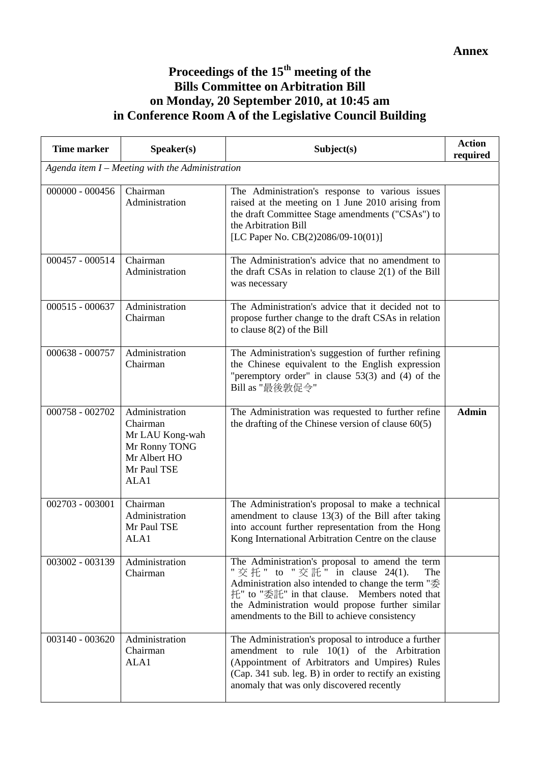**Annex**

# Proceedings of the 15th meeting of the Bills Committee on Arbitration Bill on Monday, 20 September 2010, at 10:45 am in Conference Room A of the Legislative Council Building

| Time marker | Speaker(s) | Subject(s) | Action required |
|---|---|---|---|
| *Agenda item I – Meeting with the Administration* | | | |
| 000000 - 000456 | Chairman<br>Administration | The Administration's response to various issues raised at the meeting on 1 June 2010 arising from the draft Committee Stage amendments ("CSAs") to the Arbitration Bill<br>[LC Paper No. CB(2)2086/09-10(01)] | |
| 000457 - 000514 | Chairman<br>Administration | The Administration's advice that no amendment to the draft CSAs in relation to clause 2(1) of the Bill was necessary | |
| 000515 - 000637 | Administration<br>Chairman | The Administration's advice that it decided not to propose further change to the draft CSAs in relation to clause 8(2) of the Bill | |
| 000638 - 000757 | Administration<br>Chairman | The Administration's suggestion of further refining the Chinese equivalent to the English expression "peremptory order" in clause 53(3) and (4) of the Bill as "最後敦促令" | |
| 000758 - 002702 | Administration<br>Chairman<br>Mr LAU Kong-wah<br>Mr Ronny TONG<br>Mr Albert HO<br>Mr Paul TSE<br>ALA1 | The Administration was requested to further refine the drafting of the Chinese version of clause 60(5) | **Admin** |
| 002703 - 003001 | Chairman<br>Administration<br>Mr Paul TSE<br>ALA1 | The Administration's proposal to make a technical amendment to clause 13(3) of the Bill after taking into account further representation from the Hong Kong International Arbitration Centre on the clause | |
| 003002 - 003139 | Administration<br>Chairman | The Administration's proposal to amend the term "交托" to "交託" in clause 24(1). The Administration also intended to change the term "委托" to "委託" in that clause. Members noted that the Administration would propose further similar amendments to the Bill to achieve consistency | |
| 003140 - 003620 | Administration<br>Chairman<br>ALA1 | The Administration's proposal to introduce a further amendment to rule 10(1) of the Arbitration (Appointment of Arbitrators and Umpires) Rules (Cap. 341 sub. leg. B) in order to rectify an existing anomaly that was only discovered recently | |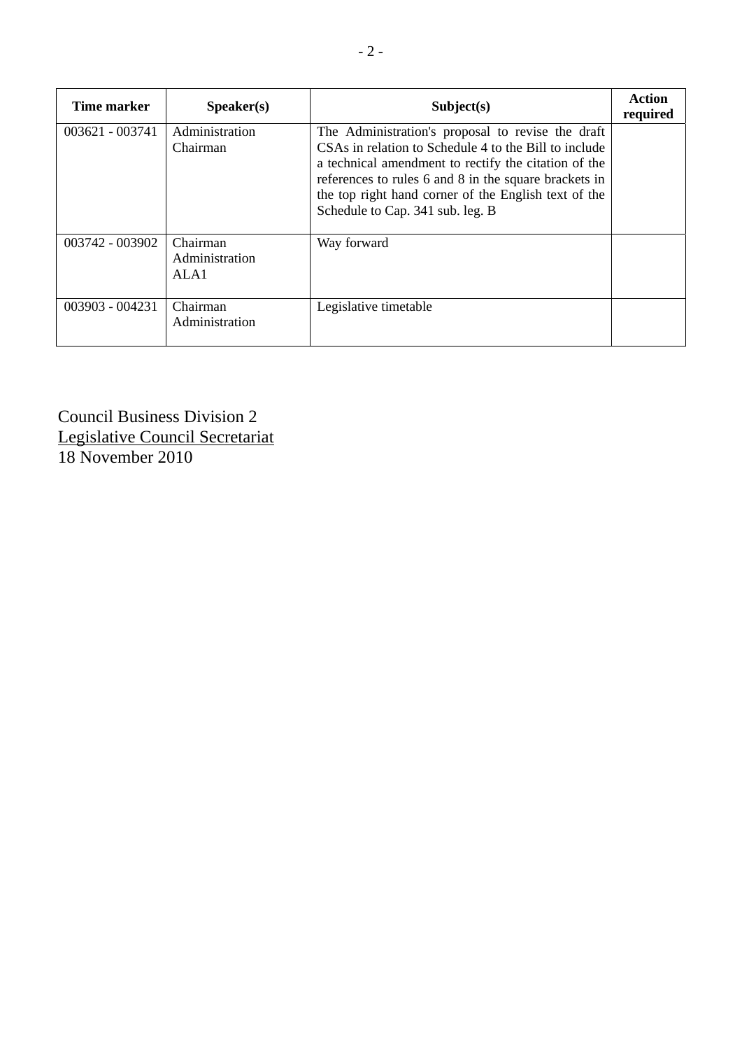| Time marker | Speaker(s) | Subject(s) | Action required |
|---|---|---|---|
| 003621 - 003741 | Administration<br>Chairman | The Administration's proposal to revise the draft CSAs in relation to Schedule 4 to the Bill to include a technical amendment to rectify the citation of the references to rules 6 and 8 in the square brackets in the top right hand corner of the English text of the Schedule to Cap. 341 sub. leg. B | |
| 003742 - 003902 | Chairman<br>Administration<br>ALA1 | Way forward | |
| 003903 - 004231 | Chairman<br>Administration | Legislative timetable | |

Council Business Division 2
Legislative Council Secretariat
18 November 2010